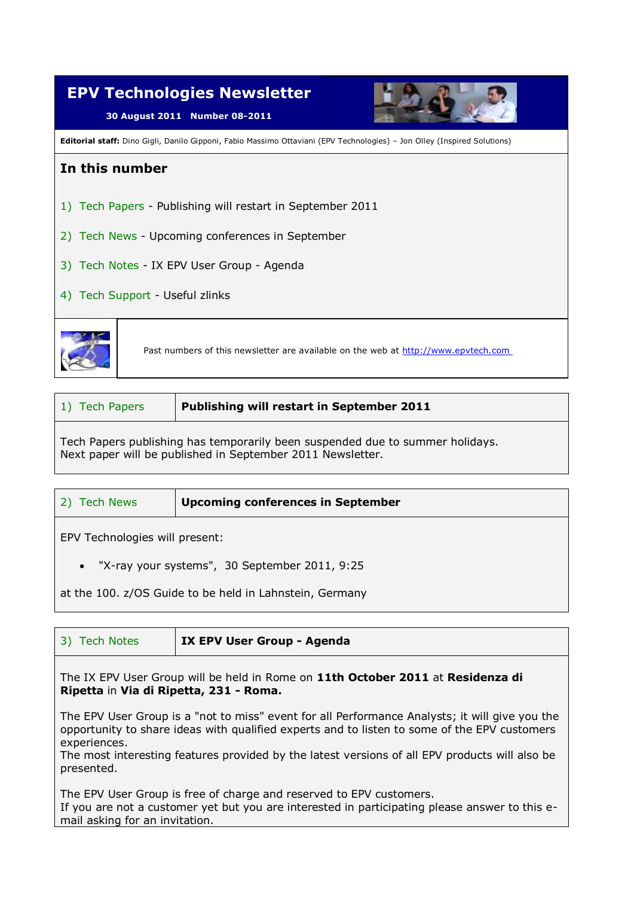# EPV Technologies Newsletter

**30 August 2011 Number 08-2011**

**Editorial staff:** Dino Gigli, Danilo Gipponi, Fabio Massimo Ottaviani (EPV Technologies) – Jon Olley (Inspired Solutions)

## In this number

1) Tech Papers - Publishing will restart in September 2011

2) Tech News - Upcoming conferences in September

3) Tech Notes - IX EPV User Group - Agenda

4) Tech Support - Useful zlinks

Past numbers of this newsletter are available on the web at http://www.epvtech.com

---

## 1) Tech Papers — Publishing will restart in September 2011

Tech Papers publishing has temporarily been suspended due to summer holidays.
Next paper will be published in September 2011 Newsletter.

---

## 2) Tech News — Upcoming conferences in September

EPV Technologies will present:

- "X-ray your systems", 30 September 2011, 9:25

at the 100. z/OS Guide to be held in Lahnstein, Germany

---

## 3) Tech Notes — IX EPV User Group - Agenda

The IX EPV User Group will be held in Rome on **11th October 2011** at **Residenza di Ripetta** in **Via di Ripetta, 231 - Roma.**

The EPV User Group is a "not to miss" event for all Performance Analysts; it will give you the opportunity to share ideas with qualified experts and to listen to some of the EPV customers experiences.
The most interesting features provided by the latest versions of all EPV products will also be presented.

The EPV User Group is free of charge and reserved to EPV customers.
If you are not a customer yet but you are interested in participating please answer to this e-mail asking for an invitation.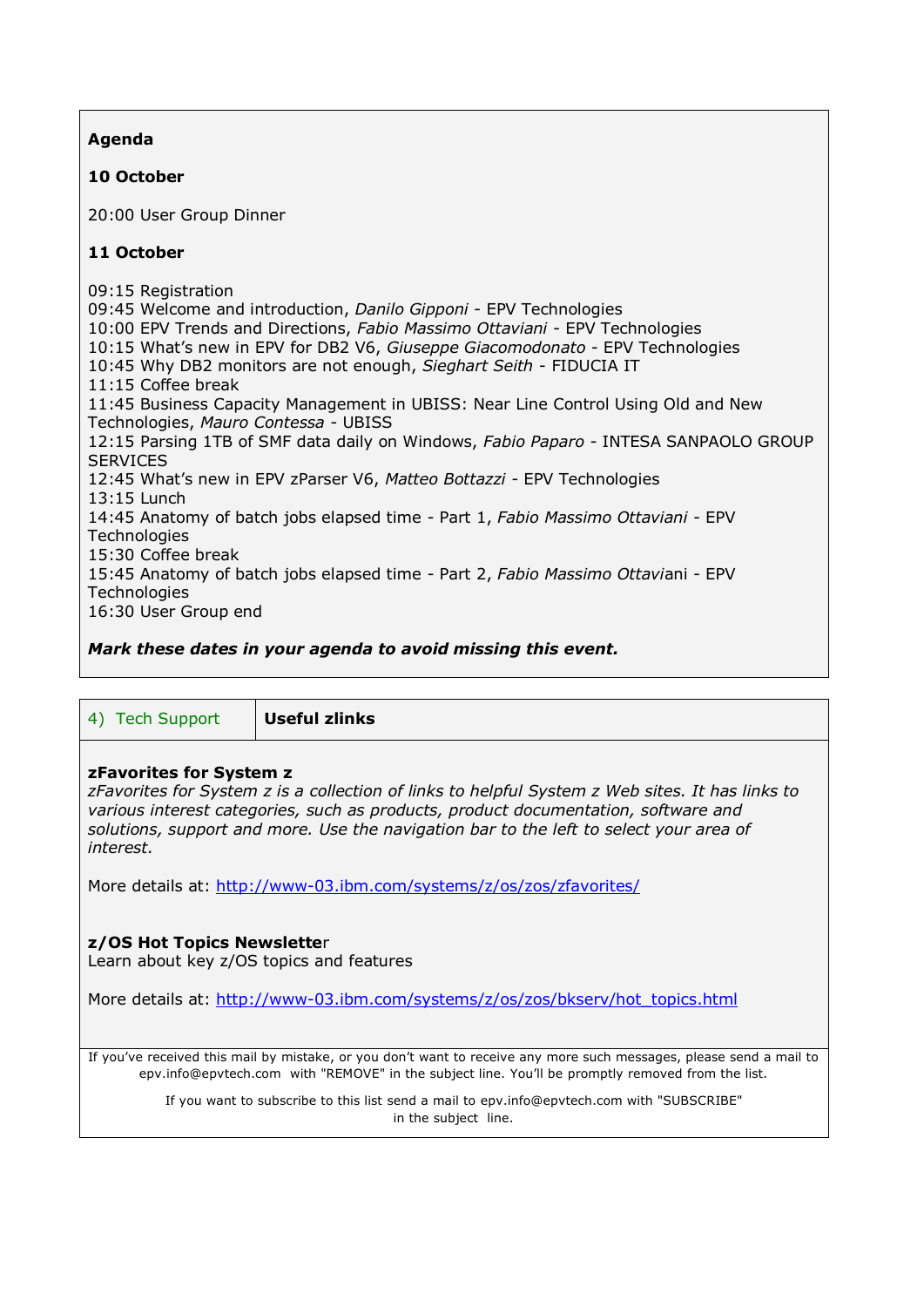**Agenda**

**10 October**

20:00 User Group Dinner

**11 October**

09:15 Registration
09:45 Welcome and introduction, *Danilo Gipponi* - EPV Technologies
10:00 EPV Trends and Directions, *Fabio Massimo Ottaviani* - EPV Technologies
10:15 What's new in EPV for DB2 V6, *Giuseppe Giacomodonato* - EPV Technologies
10:45 Why DB2 monitors are not enough, *Sieghart Seith* - FIDUCIA IT
11:15 Coffee break
11:45 Business Capacity Management in UBISS: Near Line Control Using Old and New Technologies, *Mauro Contessa* - UBISS
12:15 Parsing 1TB of SMF data daily on Windows, *Fabio Paparo* - INTESA SANPAOLO GROUP SERVICES
12:45 What's new in EPV zParser V6, *Matteo Bottazzi* - EPV Technologies
13:15 Lunch
14:45 Anatomy of batch jobs elapsed time - Part 1, *Fabio Massimo Ottaviani* - EPV Technologies
15:30 Coffee break
15:45 Anatomy of batch jobs elapsed time - Part 2, *Fabio Massimo Ottaviani* - EPV Technologies
16:30 User Group end

***Mark these dates in your agenda to avoid missing this event.***

| 4) Tech Support | **Useful zlinks** |
|---|---|

**zFavorites for System z**
*zFavorites for System z is a collection of links to helpful System z Web sites. It has links to various interest categories, such as products, product documentation, software and solutions, support and more. Use the navigation bar to the left to select your area of interest.*

More details at: http://www-03.ibm.com/systems/z/os/zos/zfavorites/

**z/OS Hot Topics Newsletter**
Learn about key z/OS topics and features

More details at: http://www-03.ibm.com/systems/z/os/zos/bkserv/hot_topics.html

If you've received this mail by mistake, or you don't want to receive any more such messages, please send a mail to epv.info@epvtech.com with "REMOVE" in the subject line. You'll be promptly removed from the list.

If you want to subscribe to this list send a mail to epv.info@epvtech.com with "SUBSCRIBE" in the subject line.